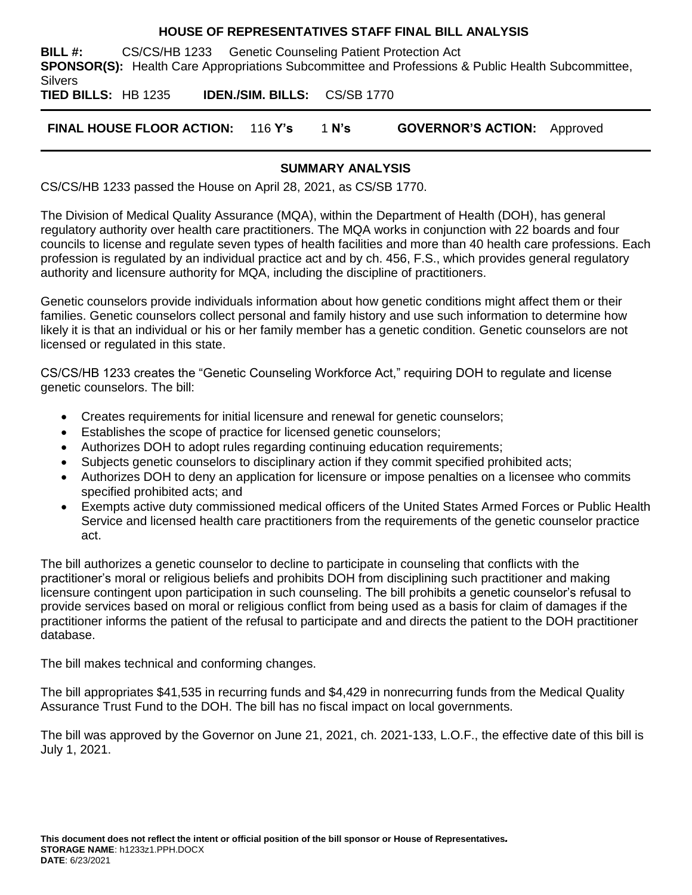# HOUSE OF REPRESENTATIVES STAFF FINAL BILL ANALYSIS

**BILL #:** CS/CS/HB 1233 Genetic Counseling Patient Protection Act

**SPONSOR(S):** Health Care Appropriations Subcommittee and Professions & Public Health Subcommittee, Silvers

**TIED BILLS:** HB 1235 **IDEN./SIM. BILLS:** CS/SB 1770

**FINAL HOUSE FLOOR ACTION:** 116 **Y's** 1 **N's** **GOVERNOR'S ACTION:** Approved

## SUMMARY ANALYSIS

CS/CS/HB 1233 passed the House on April 28, 2021, as CS/SB 1770.

The Division of Medical Quality Assurance (MQA), within the Department of Health (DOH), has general regulatory authority over health care practitioners. The MQA works in conjunction with 22 boards and four councils to license and regulate seven types of health facilities and more than 40 health care professions. Each profession is regulated by an individual practice act and by ch. 456, F.S., which provides general regulatory authority and licensure authority for MQA, including the discipline of practitioners.

Genetic counselors provide individuals information about how genetic conditions might affect them or their families. Genetic counselors collect personal and family history and use such information to determine how likely it is that an individual or his or her family member has a genetic condition. Genetic counselors are not licensed or regulated in this state.

CS/CS/HB 1233 creates the "Genetic Counseling Workforce Act," requiring DOH to regulate and license genetic counselors. The bill:

- Creates requirements for initial licensure and renewal for genetic counselors;
- Establishes the scope of practice for licensed genetic counselors;
- Authorizes DOH to adopt rules regarding continuing education requirements;
- Subjects genetic counselors to disciplinary action if they commit specified prohibited acts;
- Authorizes DOH to deny an application for licensure or impose penalties on a licensee who commits specified prohibited acts; and
- Exempts active duty commissioned medical officers of the United States Armed Forces or Public Health Service and licensed health care practitioners from the requirements of the genetic counselor practice act.

The bill authorizes a genetic counselor to decline to participate in counseling that conflicts with the practitioner's moral or religious beliefs and prohibits DOH from disciplining such practitioner and making licensure contingent upon participation in such counseling. The bill prohibits a genetic counselor's refusal to provide services based on moral or religious conflict from being used as a basis for claim of damages if the practitioner informs the patient of the refusal to participate and and directs the patient to the DOH practitioner database.

The bill makes technical and conforming changes.

The bill appropriates $41,535 in recurring funds and $4,429 in nonrecurring funds from the Medical Quality Assurance Trust Fund to the DOH. The bill has no fiscal impact on local governments.

The bill was approved by the Governor on June 21, 2021, ch. 2021-133, L.O.F., the effective date of this bill is July 1, 2021.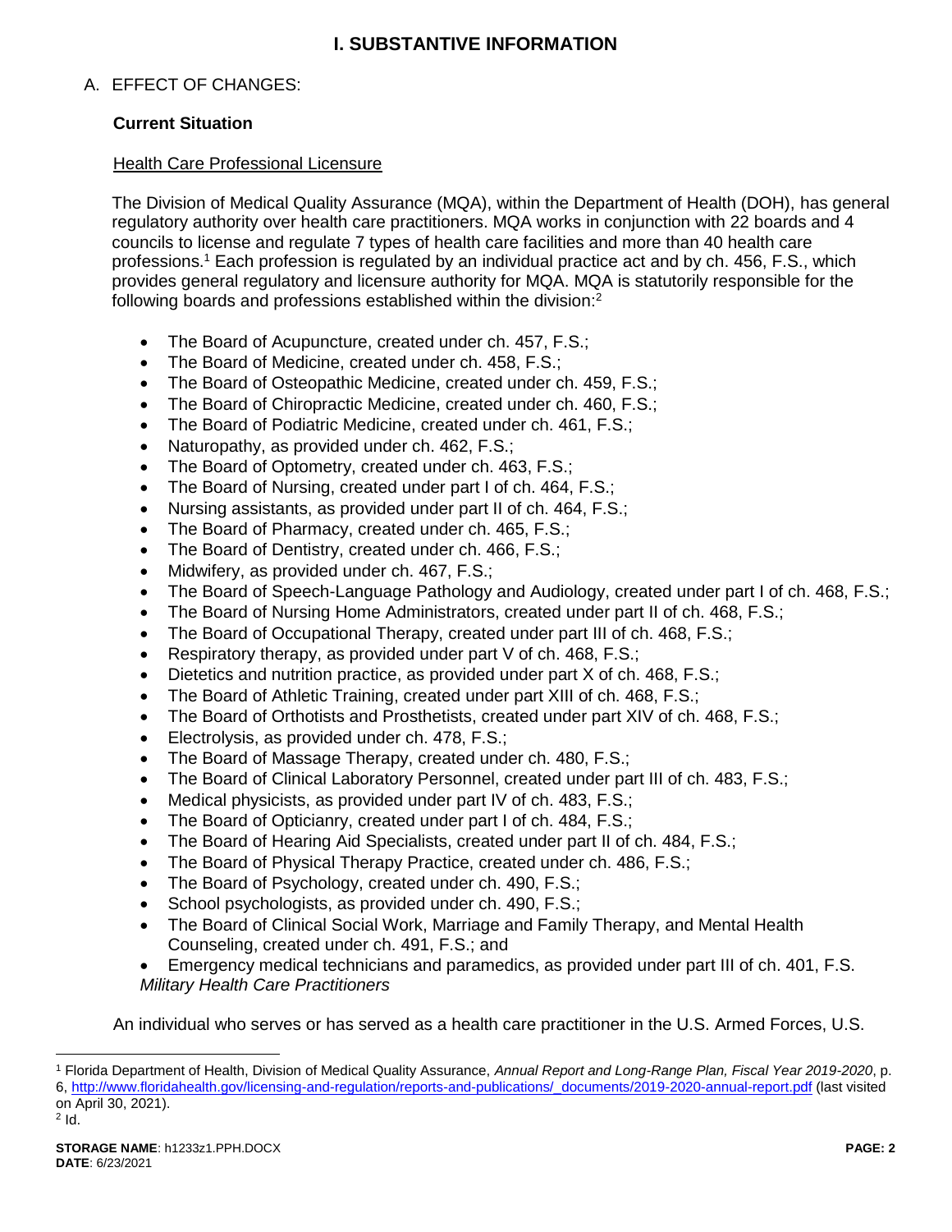# I. SUBSTANTIVE INFORMATION

## A. EFFECT OF CHANGES:

### Current Situation

Health Care Professional Licensure

The Division of Medical Quality Assurance (MQA), within the Department of Health (DOH), has general regulatory authority over health care practitioners. MQA works in conjunction with 22 boards and 4 councils to license and regulate 7 types of health care facilities and more than 40 health care professions.[1] Each profession is regulated by an individual practice act and by ch. 456, F.S., which provides general regulatory and licensure authority for MQA. MQA is statutorily responsible for the following boards and professions established within the division:[2]

- The Board of Acupuncture, created under ch. 457, F.S.;
- The Board of Medicine, created under ch. 458, F.S.;
- The Board of Osteopathic Medicine, created under ch. 459, F.S.;
- The Board of Chiropractic Medicine, created under ch. 460, F.S.;
- The Board of Podiatric Medicine, created under ch. 461, F.S.;
- Naturopathy, as provided under ch. 462, F.S.;
- The Board of Optometry, created under ch. 463, F.S.;
- The Board of Nursing, created under part I of ch. 464, F.S.;
- Nursing assistants, as provided under part II of ch. 464, F.S.;
- The Board of Pharmacy, created under ch. 465, F.S.;
- The Board of Dentistry, created under ch. 466, F.S.;
- Midwifery, as provided under ch. 467, F.S.;
- The Board of Speech-Language Pathology and Audiology, created under part I of ch. 468, F.S.;
- The Board of Nursing Home Administrators, created under part II of ch. 468, F.S.;
- The Board of Occupational Therapy, created under part III of ch. 468, F.S.;
- Respiratory therapy, as provided under part V of ch. 468, F.S.;
- Dietetics and nutrition practice, as provided under part X of ch. 468, F.S.;
- The Board of Athletic Training, created under part XIII of ch. 468, F.S.;
- The Board of Orthotists and Prosthetists, created under part XIV of ch. 468, F.S.;
- Electrolysis, as provided under ch. 478, F.S.;
- The Board of Massage Therapy, created under ch. 480, F.S.;
- The Board of Clinical Laboratory Personnel, created under part III of ch. 483, F.S.;
- Medical physicists, as provided under part IV of ch. 483, F.S.;
- The Board of Opticianry, created under part I of ch. 484, F.S.;
- The Board of Hearing Aid Specialists, created under part II of ch. 484, F.S.;
- The Board of Physical Therapy Practice, created under ch. 486, F.S.;
- The Board of Psychology, created under ch. 490, F.S.;
- School psychologists, as provided under ch. 490, F.S.;
- The Board of Clinical Social Work, Marriage and Family Therapy, and Mental Health Counseling, created under ch. 491, F.S.; and
- Emergency medical technicians and paramedics, as provided under part III of ch. 401, F.S.

*Military Health Care Practitioners*

An individual who serves or has served as a health care practitioner in the U.S. Armed Forces, U.S.

---

[1] Florida Department of Health, Division of Medical Quality Assurance, *Annual Report and Long-Range Plan, Fiscal Year 2019-2020*, p. 6, http://www.floridahealth.gov/licensing-and-regulation/reports-and-publications/_documents/2019-2020-annual-report.pdf (last visited on April 30, 2021).

[2] Id.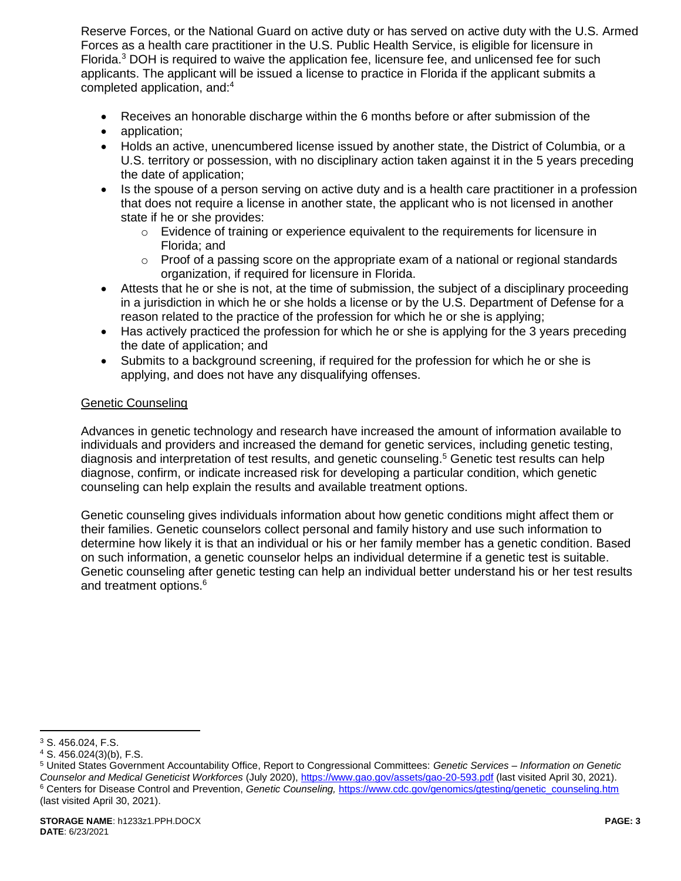Reserve Forces, or the National Guard on active duty or has served on active duty with the U.S. Armed Forces as a health care practitioner in the U.S. Public Health Service, is eligible for licensure in Florida.[3] DOH is required to waive the application fee, licensure fee, and unlicensed fee for such applicants. The applicant will be issued a license to practice in Florida if the applicant submits a completed application, and:[4]

- Receives an honorable discharge within the 6 months before or after submission of the
- application;
- Holds an active, unencumbered license issued by another state, the District of Columbia, or a U.S. territory or possession, with no disciplinary action taken against it in the 5 years preceding the date of application;
- Is the spouse of a person serving on active duty and is a health care practitioner in a profession that does not require a license in another state, the applicant who is not licensed in another state if he or she provides:
  - Evidence of training or experience equivalent to the requirements for licensure in Florida; and
  - Proof of a passing score on the appropriate exam of a national or regional standards organization, if required for licensure in Florida.
- Attests that he or she is not, at the time of submission, the subject of a disciplinary proceeding in a jurisdiction in which he or she holds a license or by the U.S. Department of Defense for a reason related to the practice of the profession for which he or she is applying;
- Has actively practiced the profession for which he or she is applying for the 3 years preceding the date of application; and
- Submits to a background screening, if required for the profession for which he or she is applying, and does not have any disqualifying offenses.

<u>Genetic Counseling</u>

Advances in genetic technology and research have increased the amount of information available to individuals and providers and increased the demand for genetic services, including genetic testing, diagnosis and interpretation of test results, and genetic counseling.[5] Genetic test results can help diagnose, confirm, or indicate increased risk for developing a particular condition, which genetic counseling can help explain the results and available treatment options.

Genetic counseling gives individuals information about how genetic conditions might affect them or their families. Genetic counselors collect personal and family history and use such information to determine how likely it is that an individual or his or her family member has a genetic condition. Based on such information, a genetic counselor helps an individual determine if a genetic test is suitable. Genetic counseling after genetic testing can help an individual better understand his or her test results and treatment options.[6]

---

[3] S. 456.024, F.S.

[4] S. 456.024(3)(b), F.S.

[5] United States Government Accountability Office, Report to Congressional Committees: *Genetic Services – Information on Genetic Counselor and Medical Geneticist Workforces* (July 2020), https://www.gao.gov/assets/gao-20-593.pdf (last visited April 30, 2021).

[6] Centers for Disease Control and Prevention, *Genetic Counseling,* https://www.cdc.gov/genomics/gtesting/genetic_counseling.htm (last visited April 30, 2021).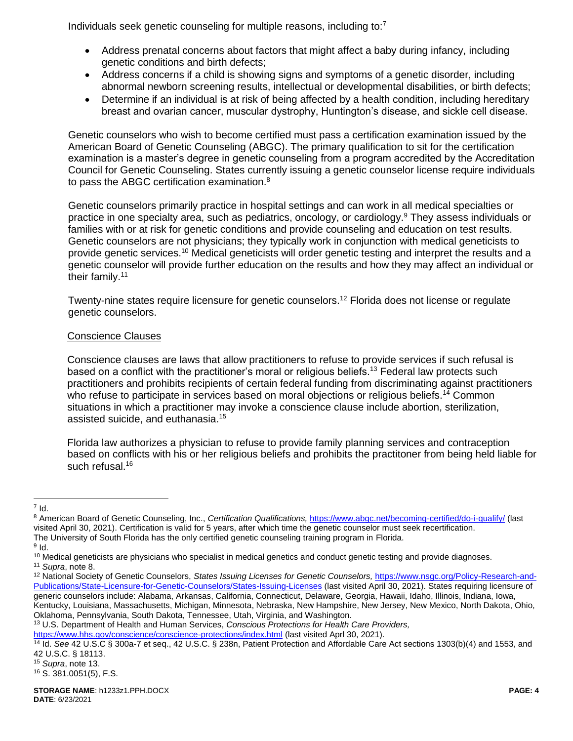Individuals seek genetic counseling for multiple reasons, including to:[7]

- Address prenatal concerns about factors that might affect a baby during infancy, including genetic conditions and birth defects;
- Address concerns if a child is showing signs and symptoms of a genetic disorder, including abnormal newborn screening results, intellectual or developmental disabilities, or birth defects;
- Determine if an individual is at risk of being affected by a health condition, including hereditary breast and ovarian cancer, muscular dystrophy, Huntington's disease, and sickle cell disease.

Genetic counselors who wish to become certified must pass a certification examination issued by the American Board of Genetic Counseling (ABGC). The primary qualification to sit for the certification examination is a master's degree in genetic counseling from a program accredited by the Accreditation Council for Genetic Counseling. States currently issuing a genetic counselor license require individuals to pass the ABGC certification examination.[8]

Genetic counselors primarily practice in hospital settings and can work in all medical specialties or practice in one specialty area, such as pediatrics, oncology, or cardiology.[9] They assess individuals or families with or at risk for genetic conditions and provide counseling and education on test results. Genetic counselors are not physicians; they typically work in conjunction with medical geneticists to provide genetic services.[10] Medical geneticists will order genetic testing and interpret the results and a genetic counselor will provide further education on the results and how they may affect an individual or their family.[11]

Twenty-nine states require licensure for genetic counselors.[12] Florida does not license or regulate genetic counselors.

<u>Conscience Clauses</u>

Conscience clauses are laws that allow practitioners to refuse to provide services if such refusal is based on a conflict with the practitioner's moral or religious beliefs.[13] Federal law protects such practitioners and prohibits recipients of certain federal funding from discriminating against practitioners who refuse to participate in services based on moral objections or religious beliefs.[14] Common situations in which a practitioner may invoke a conscience clause include abortion, sterilization, assisted suicide, and euthanasia.[15]

Florida law authorizes a physician to refuse to provide family planning services and contraception based on conflicts with his or her religious beliefs and prohibits the practitoner from being held liable for such refusal.[16]

---

[7] Id.

[8] American Board of Genetic Counseling, Inc., *Certification Qualifications,* https://www.abgc.net/becoming-certified/do-i-qualify/ (last visited April 30, 2021). Certification is valid for 5 years, after which time the genetic counselor must seek recertification. The University of South Florida has the only certified genetic counseling training program in Florida.

[9] Id.

[10] Medical geneticists are physicians who specialist in medical genetics and conduct genetic testing and provide diagnoses.

[11] *Supra*, note 8.

[12] National Society of Genetic Counselors, *States Issuing Licenses for Genetic Counselors,* https://www.nsgc.org/Policy-Research-and-Publications/State-Licensure-for-Genetic-Counselors/States-Issuing-Licenses (last visited April 30, 2021). States requiring licensure of generic counselors include: Alabama, Arkansas, California, Connecticut, Delaware, Georgia, Hawaii, Idaho, Illinois, Indiana, Iowa, Kentucky, Louisiana, Massachusetts, Michigan, Minnesota, Nebraska, New Hampshire, New Jersey, New Mexico, North Dakota, Ohio, Oklahoma, Pennsylvania, South Dakota, Tennessee, Utah, Virginia, and Washington.

[13] U.S. Department of Health and Human Services, *Conscious Protections for Health Care Providers,* https://www.hhs.gov/conscience/conscience-protections/index.html (last visited Aprl 30, 2021).

[14] Id. *See* 42 U.S.C § 300a-7 et seq., 42 U.S.C. § 238n, Patient Protection and Affordable Care Act sections 1303(b)(4) and 1553, and 42 U.S.C. § 18113.

[15] *Supra*, note 13.

[16] S. 381.0051(5), F.S.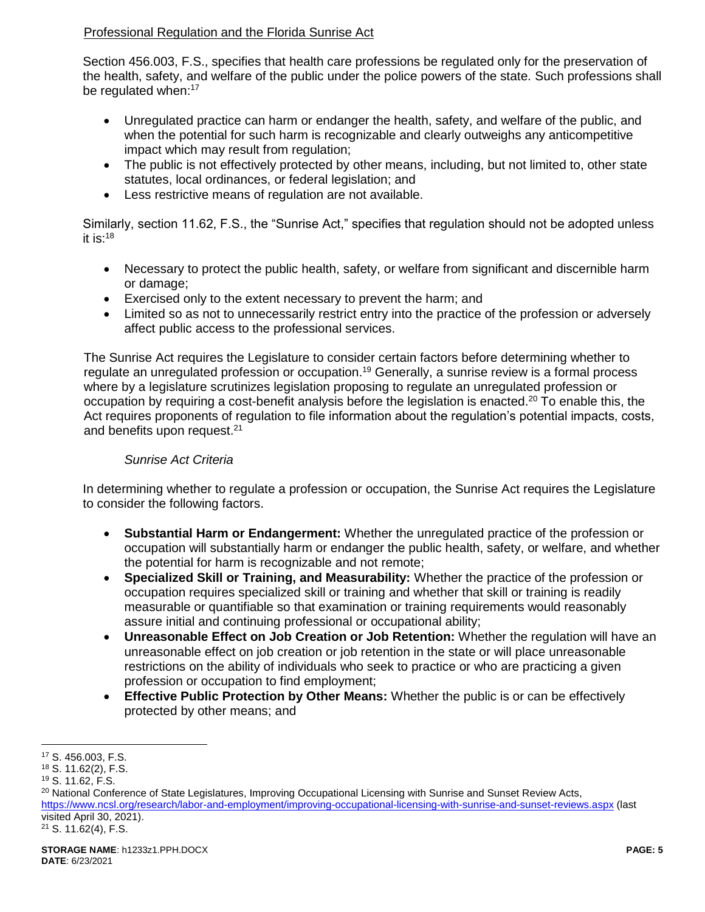Professional Regulation and the Florida Sunrise Act

Section 456.003, F.S., specifies that health care professions be regulated only for the preservation of the health, safety, and welfare of the public under the police powers of the state. Such professions shall be regulated when:[17]

- Unregulated practice can harm or endanger the health, safety, and welfare of the public, and when the potential for such harm is recognizable and clearly outweighs any anticompetitive impact which may result from regulation;
- The public is not effectively protected by other means, including, but not limited to, other state statutes, local ordinances, or federal legislation; and
- Less restrictive means of regulation are not available.

Similarly, section 11.62, F.S., the "Sunrise Act," specifies that regulation should not be adopted unless it is:[18]

- Necessary to protect the public health, safety, or welfare from significant and discernible harm or damage;
- Exercised only to the extent necessary to prevent the harm; and
- Limited so as not to unnecessarily restrict entry into the practice of the profession or adversely affect public access to the professional services.

The Sunrise Act requires the Legislature to consider certain factors before determining whether to regulate an unregulated profession or occupation.[19] Generally, a sunrise review is a formal process where by a legislature scrutinizes legislation proposing to regulate an unregulated profession or occupation by requiring a cost-benefit analysis before the legislation is enacted.[20] To enable this, the Act requires proponents of regulation to file information about the regulation's potential impacts, costs, and benefits upon request.[21]

*Sunrise Act Criteria*

In determining whether to regulate a profession or occupation, the Sunrise Act requires the Legislature to consider the following factors.

- **Substantial Harm or Endangerment:** Whether the unregulated practice of the profession or occupation will substantially harm or endanger the public health, safety, or welfare, and whether the potential for harm is recognizable and not remote;
- **Specialized Skill or Training, and Measurability:** Whether the practice of the profession or occupation requires specialized skill or training and whether that skill or training is readily measurable or quantifiable so that examination or training requirements would reasonably assure initial and continuing professional or occupational ability;
- **Unreasonable Effect on Job Creation or Job Retention:** Whether the regulation will have an unreasonable effect on job creation or job retention in the state or will place unreasonable restrictions on the ability of individuals who seek to practice or who are practicing a given profession or occupation to find employment;
- **Effective Public Protection by Other Means:** Whether the public is or can be effectively protected by other means; and

---

[17] S. 456.003, F.S.
[18] S. 11.62(2), F.S.
[19] S. 11.62, F.S.
[20] National Conference of State Legislatures, Improving Occupational Licensing with Sunrise and Sunset Review Acts, https://www.ncsl.org/research/labor-and-employment/improving-occupational-licensing-with-sunrise-and-sunset-reviews.aspx (last visited April 30, 2021).
[21] S. 11.62(4), F.S.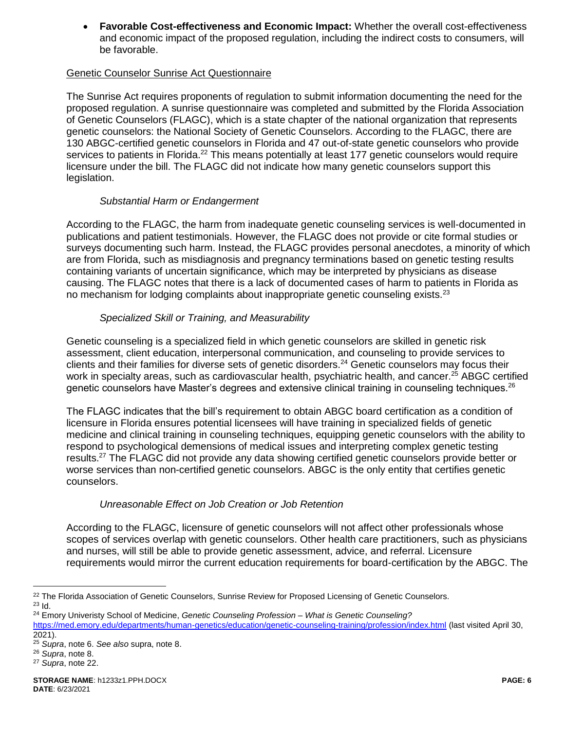- **Favorable Cost-effectiveness and Economic Impact:** Whether the overall cost-effectiveness and economic impact of the proposed regulation, including the indirect costs to consumers, will be favorable.

Genetic Counselor Sunrise Act Questionnaire

The Sunrise Act requires proponents of regulation to submit information documenting the need for the proposed regulation. A sunrise questionnaire was completed and submitted by the Florida Association of Genetic Counselors (FLAGC), which is a state chapter of the national organization that represents genetic counselors: the National Society of Genetic Counselors. According to the FLAGC, there are 130 ABGC-certified genetic counselors in Florida and 47 out-of-state genetic counselors who provide services to patients in Florida.[22] This means potentially at least 177 genetic counselors would require licensure under the bill. The FLAGC did not indicate how many genetic counselors support this legislation.

*Substantial Harm or Endangerment*

According to the FLAGC, the harm from inadequate genetic counseling services is well-documented in publications and patient testimonials. However, the FLAGC does not provide or cite formal studies or surveys documenting such harm. Instead, the FLAGC provides personal anecdotes, a minority of which are from Florida, such as misdiagnosis and pregnancy terminations based on genetic testing results containing variants of uncertain significance, which may be interpreted by physicians as disease causing. The FLAGC notes that there is a lack of documented cases of harm to patients in Florida as no mechanism for lodging complaints about inappropriate genetic counseling exists.[23]

*Specialized Skill or Training, and Measurability*

Genetic counseling is a specialized field in which genetic counselors are skilled in genetic risk assessment, client education, interpersonal communication, and counseling to provide services to clients and their families for diverse sets of genetic disorders.[24] Genetic counselors may focus their work in specialty areas, such as cardiovascular health, psychiatric health, and cancer.[25] ABGC certified genetic counselors have Master's degrees and extensive clinical training in counseling techniques.[26]

The FLAGC indicates that the bill's requirement to obtain ABGC board certification as a condition of licensure in Florida ensures potential licensees will have training in specialized fields of genetic medicine and clinical training in counseling techniques, equipping genetic counselors with the ability to respond to psychological demensions of medical issues and interpreting complex genetic testing results.[27] The FLAGC did not provide any data showing certified genetic counselors provide better or worse services than non-certified genetic counselors. ABGC is the only entity that certifies genetic counselors.

*Unreasonable Effect on Job Creation or Job Retention*

According to the FLAGC, licensure of genetic counselors will not affect other professionals whose scopes of services overlap with genetic counselors. Other health care practitioners, such as physicians and nurses, will still be able to provide genetic assessment, advice, and referral. Licensure requirements would mirror the current education requirements for board-certification by the ABGC. The

---

[22] The Florida Association of Genetic Counselors, Sunrise Review for Proposed Licensing of Genetic Counselors.
[23] Id.
[24] Emory Univeristy School of Medicine, *Genetic Counseling Profession – What is Genetic Counseling?* https://med.emory.edu/departments/human-genetics/education/genetic-counseling-training/profession/index.html (last visited April 30, 2021).
[25] *Supra*, note 6. *See also* supra, note 8.
[26] *Supra*, note 8.
[27] *Supra*, note 22.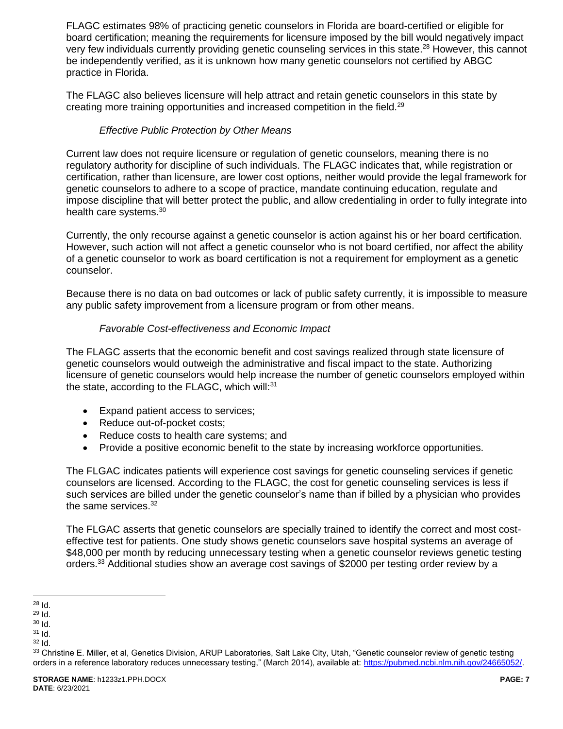FLAGC estimates 98% of practicing genetic counselors in Florida are board-certified or eligible for board certification; meaning the requirements for licensure imposed by the bill would negatively impact very few individuals currently providing genetic counseling services in this state.[28] However, this cannot be independently verified, as it is unknown how many genetic counselors not certified by ABGC practice in Florida.

The FLAGC also believes licensure will help attract and retain genetic counselors in this state by creating more training opportunities and increased competition in the field.[29]

*Effective Public Protection by Other Means*

Current law does not require licensure or regulation of genetic counselors, meaning there is no regulatory authority for discipline of such individuals. The FLAGC indicates that, while registration or certification, rather than licensure, are lower cost options, neither would provide the legal framework for genetic counselors to adhere to a scope of practice, mandate continuing education, regulate and impose discipline that will better protect the public, and allow credentialing in order to fully integrate into health care systems.[30]

Currently, the only recourse against a genetic counselor is action against his or her board certification. However, such action will not affect a genetic counselor who is not board certified, nor affect the ability of a genetic counselor to work as board certification is not a requirement for employment as a genetic counselor.

Because there is no data on bad outcomes or lack of public safety currently, it is impossible to measure any public safety improvement from a licensure program or from other means.

*Favorable Cost-effectiveness and Economic Impact*

The FLAGC asserts that the economic benefit and cost savings realized through state licensure of genetic counselors would outweigh the administrative and fiscal impact to the state. Authorizing licensure of genetic counselors would help increase the number of genetic counselors employed within the state, according to the FLAGC, which will:[31]

- Expand patient access to services;
- Reduce out-of-pocket costs;
- Reduce costs to health care systems; and
- Provide a positive economic benefit to the state by increasing workforce opportunities.

The FLGAC indicates patients will experience cost savings for genetic counseling services if genetic counselors are licensed. According to the FLAGC, the cost for genetic counseling services is less if such services are billed under the genetic counselor's name than if billed by a physician who provides the same services.[32]

The FLGAC asserts that genetic counselors are specially trained to identify the correct and most cost-effective test for patients. One study shows genetic counselors save hospital systems an average of $48,000 per month by reducing unnecessary testing when a genetic counselor reviews genetic testing orders.[33] Additional studies show an average cost savings of $2000 per testing order review by a

---

[28] Id.

[29] Id.

[30] Id.

[31] Id.

[32] Id.

[33] Christine E. Miller, et al, Genetics Division, ARUP Laboratories, Salt Lake City, Utah, "Genetic counselor review of genetic testing orders in a reference laboratory reduces unnecessary testing," (March 2014), available at: https://pubmed.ncbi.nlm.nih.gov/24665052/.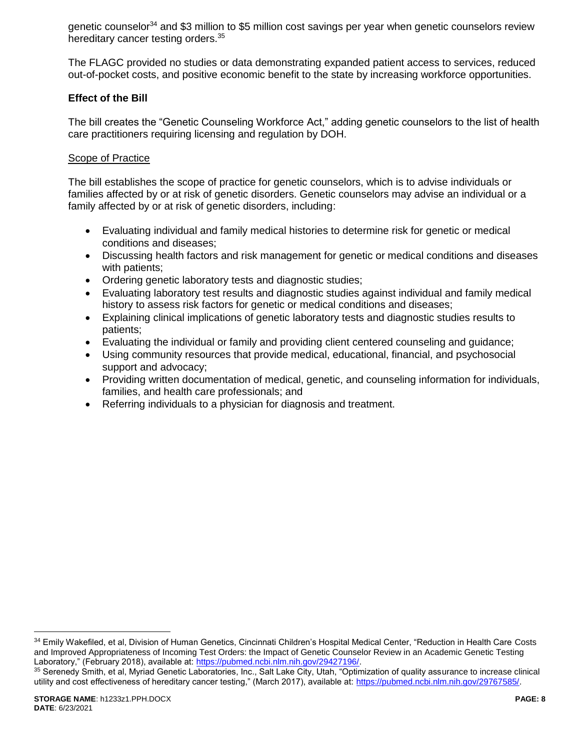genetic counselor[34] and $3 million to $5 million cost savings per year when genetic counselors review hereditary cancer testing orders.[35]

The FLAGC provided no studies or data demonstrating expanded patient access to services, reduced out-of-pocket costs, and positive economic benefit to the state by increasing workforce opportunities.

### Effect of the Bill

The bill creates the "Genetic Counseling Workforce Act," adding genetic counselors to the list of health care practitioners requiring licensing and regulation by DOH.

#### Scope of Practice

The bill establishes the scope of practice for genetic counselors, which is to advise individuals or families affected by or at risk of genetic disorders. Genetic counselors may advise an individual or a family affected by or at risk of genetic disorders, including:

- Evaluating individual and family medical histories to determine risk for genetic or medical conditions and diseases;
- Discussing health factors and risk management for genetic or medical conditions and diseases with patients;
- Ordering genetic laboratory tests and diagnostic studies;
- Evaluating laboratory test results and diagnostic studies against individual and family medical history to assess risk factors for genetic or medical conditions and diseases;
- Explaining clinical implications of genetic laboratory tests and diagnostic studies results to patients;
- Evaluating the individual or family and providing client centered counseling and guidance;
- Using community resources that provide medical, educational, financial, and psychosocial support and advocacy;
- Providing written documentation of medical, genetic, and counseling information for individuals, families, and health care professionals; and
- Referring individuals to a physician for diagnosis and treatment.

---

[34] Emily Wakefiled, et al, Division of Human Genetics, Cincinnati Children's Hospital Medical Center, "Reduction in Health Care Costs and Improved Appropriateness of Incoming Test Orders: the Impact of Genetic Counselor Review in an Academic Genetic Testing Laboratory," (February 2018), available at: https://pubmed.ncbi.nlm.nih.gov/29427196/.

[35] Serenedy Smith, et al, Myriad Genetic Laboratories, Inc., Salt Lake City, Utah, "Optimization of quality assurance to increase clinical utility and cost effectiveness of hereditary cancer testing," (March 2017), available at: https://pubmed.ncbi.nlm.nih.gov/29767585/.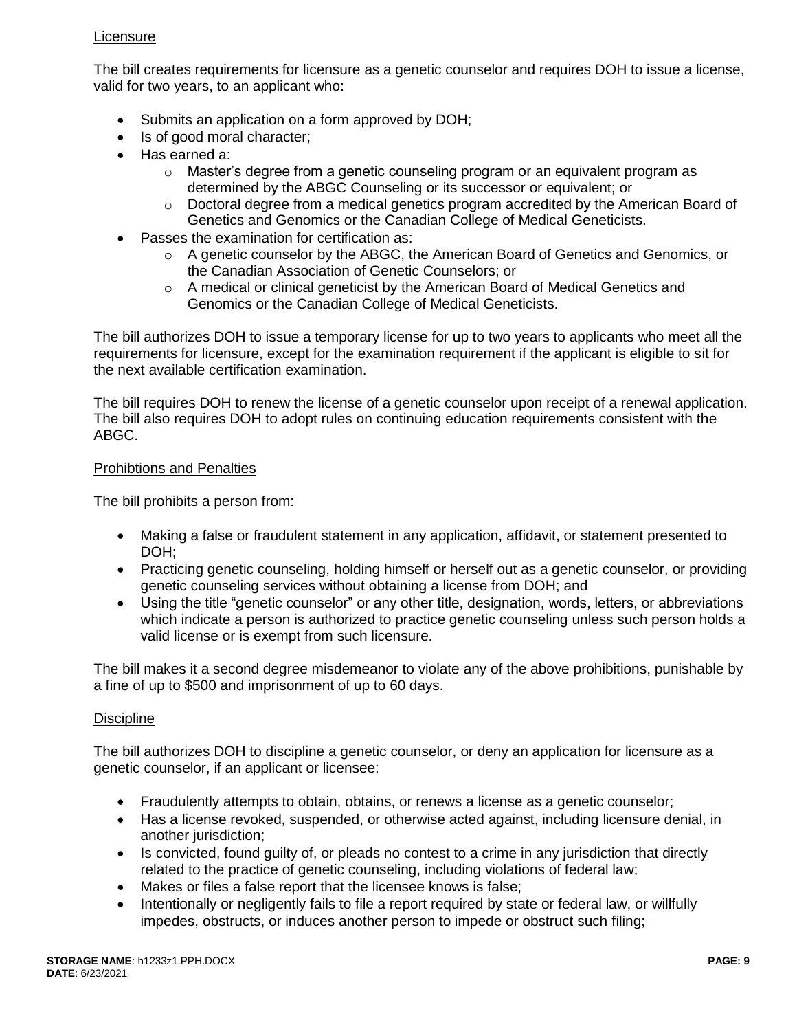Licensure

The bill creates requirements for licensure as a genetic counselor and requires DOH to issue a license, valid for two years, to an applicant who:

- Submits an application on a form approved by DOH;
- Is of good moral character;
- Has earned a:
  - Master's degree from a genetic counseling program or an equivalent program as determined by the ABGC Counseling or its successor or equivalent; or
  - Doctoral degree from a medical genetics program accredited by the American Board of Genetics and Genomics or the Canadian College of Medical Geneticists.
- Passes the examination for certification as:
  - A genetic counselor by the ABGC, the American Board of Genetics and Genomics, or the Canadian Association of Genetic Counselors; or
  - A medical or clinical geneticist by the American Board of Medical Genetics and Genomics or the Canadian College of Medical Geneticists.

The bill authorizes DOH to issue a temporary license for up to two years to applicants who meet all the requirements for licensure, except for the examination requirement if the applicant is eligible to sit for the next available certification examination.

The bill requires DOH to renew the license of a genetic counselor upon receipt of a renewal application. The bill also requires DOH to adopt rules on continuing education requirements consistent with the ABGC.

Prohibtions and Penalties

The bill prohibits a person from:

- Making a false or fraudulent statement in any application, affidavit, or statement presented to DOH;
- Practicing genetic counseling, holding himself or herself out as a genetic counselor, or providing genetic counseling services without obtaining a license from DOH; and
- Using the title "genetic counselor" or any other title, designation, words, letters, or abbreviations which indicate a person is authorized to practice genetic counseling unless such person holds a valid license or is exempt from such licensure.

The bill makes it a second degree misdemeanor to violate any of the above prohibitions, punishable by a fine of up to $500 and imprisonment of up to 60 days.

Discipline

The bill authorizes DOH to discipline a genetic counselor, or deny an application for licensure as a genetic counselor, if an applicant or licensee:

- Fraudulently attempts to obtain, obtains, or renews a license as a genetic counselor;
- Has a license revoked, suspended, or otherwise acted against, including licensure denial, in another jurisdiction;
- Is convicted, found guilty of, or pleads no contest to a crime in any jurisdiction that directly related to the practice of genetic counseling, including violations of federal law;
- Makes or files a false report that the licensee knows is false;
- Intentionally or negligently fails to file a report required by state or federal law, or willfully impedes, obstructs, or induces another person to impede or obstruct such filing;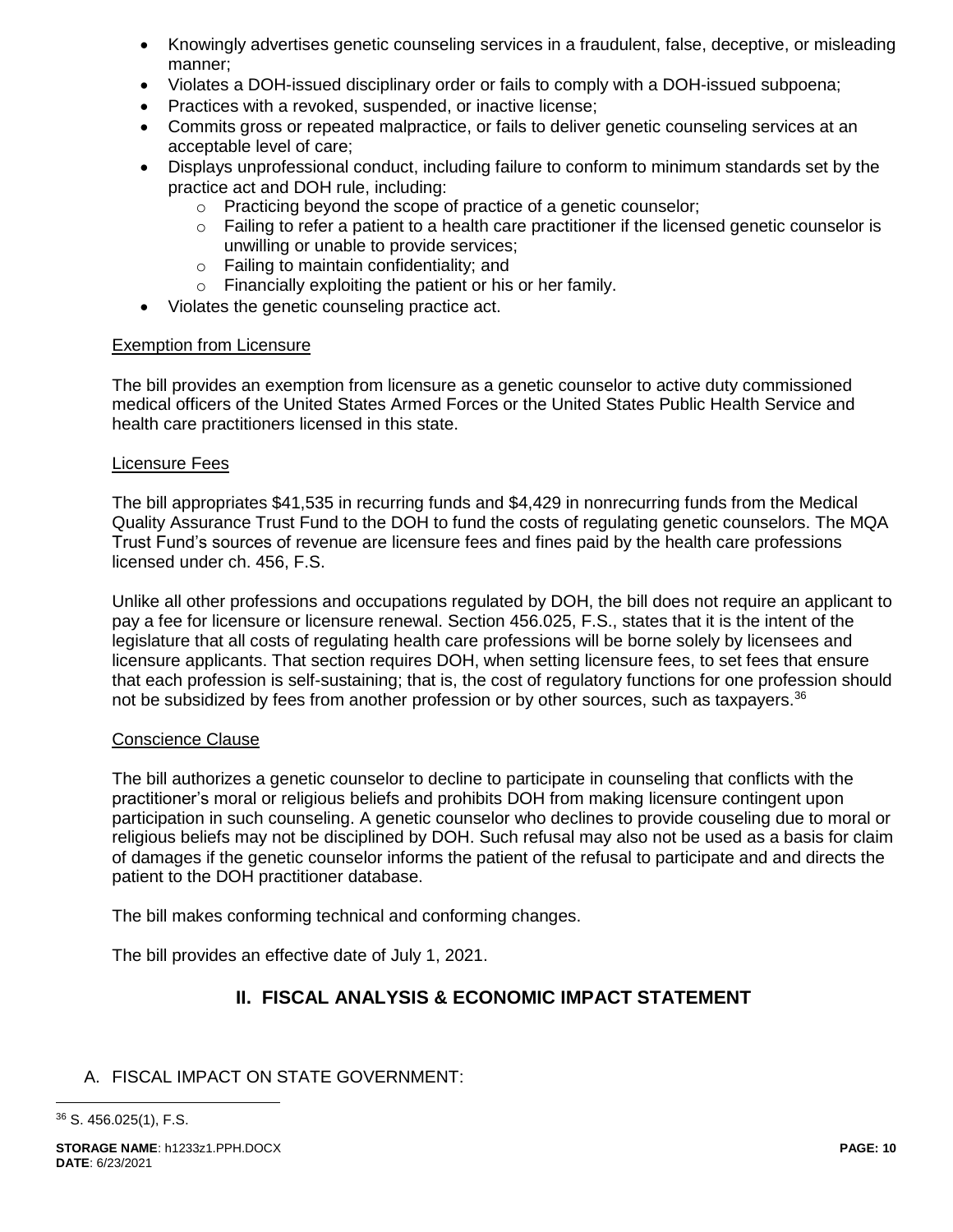- Knowingly advertises genetic counseling services in a fraudulent, false, deceptive, or misleading manner;
- Violates a DOH-issued disciplinary order or fails to comply with a DOH-issued subpoena;
- Practices with a revoked, suspended, or inactive license;
- Commits gross or repeated malpractice, or fails to deliver genetic counseling services at an acceptable level of care;
- Displays unprofessional conduct, including failure to conform to minimum standards set by the practice act and DOH rule, including:
  - Practicing beyond the scope of practice of a genetic counselor;
  - Failing to refer a patient to a health care practitioner if the licensed genetic counselor is unwilling or unable to provide services;
  - Failing to maintain confidentiality; and
  - Financially exploiting the patient or his or her family.
- Violates the genetic counseling practice act.

Exemption from Licensure

The bill provides an exemption from licensure as a genetic counselor to active duty commissioned medical officers of the United States Armed Forces or the United States Public Health Service and health care practitioners licensed in this state.

Licensure Fees

The bill appropriates $41,535 in recurring funds and $4,429 in nonrecurring funds from the Medical Quality Assurance Trust Fund to the DOH to fund the costs of regulating genetic counselors. The MQA Trust Fund's sources of revenue are licensure fees and fines paid by the health care professions licensed under ch. 456, F.S.

Unlike all other professions and occupations regulated by DOH, the bill does not require an applicant to pay a fee for licensure or licensure renewal. Section 456.025, F.S., states that it is the intent of the legislature that all costs of regulating health care professions will be borne solely by licensees and licensure applicants. That section requires DOH, when setting licensure fees, to set fees that ensure that each profession is self-sustaining; that is, the cost of regulatory functions for one profession should not be subsidized by fees from another profession or by other sources, such as taxpayers.[36]

Conscience Clause

The bill authorizes a genetic counselor to decline to participate in counseling that conflicts with the practitioner's moral or religious beliefs and prohibits DOH from making licensure contingent upon participation in such counseling. A genetic counselor who declines to provide couseling due to moral or religious beliefs may not be disciplined by DOH. Such refusal may also not be used as a basis for claim of damages if the genetic counselor informs the patient of the refusal to participate and and directs the patient to the DOH practitioner database.

The bill makes conforming technical and conforming changes.

The bill provides an effective date of July 1, 2021.

## II. FISCAL ANALYSIS & ECONOMIC IMPACT STATEMENT

A. FISCAL IMPACT ON STATE GOVERNMENT:

[36] S. 456.025(1), F.S.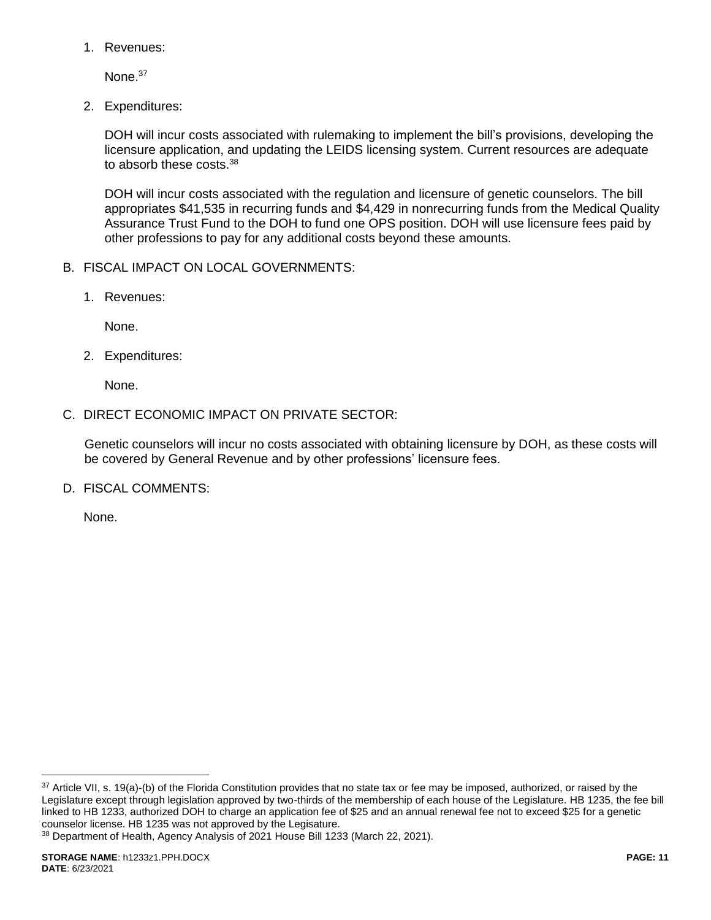1. Revenues:

   None.[37]

2. Expenditures:

   DOH will incur costs associated with rulemaking to implement the bill's provisions, developing the licensure application, and updating the LEIDS licensing system. Current resources are adequate to absorb these costs.[38]

   DOH will incur costs associated with the regulation and licensure of genetic counselors. The bill appropriates $41,535 in recurring funds and $4,429 in nonrecurring funds from the Medical Quality Assurance Trust Fund to the DOH to fund one OPS position. DOH will use licensure fees paid by other professions to pay for any additional costs beyond these amounts.

B. FISCAL IMPACT ON LOCAL GOVERNMENTS:

1. Revenues:

   None.

2. Expenditures:

   None.

C. DIRECT ECONOMIC IMPACT ON PRIVATE SECTOR:

Genetic counselors will incur no costs associated with obtaining licensure by DOH, as these costs will be covered by General Revenue and by other professions' licensure fees.

D. FISCAL COMMENTS:

None.

---

[37] Article VII, s. 19(a)-(b) of the Florida Constitution provides that no state tax or fee may be imposed, authorized, or raised by the Legislature except through legislation approved by two-thirds of the membership of each house of the Legislature. HB 1235, the fee bill linked to HB 1233, authorized DOH to charge an application fee of $25 and an annual renewal fee not to exceed $25 for a genetic counselor license. HB 1235 was not approved by the Legisature.

[38] Department of Health, Agency Analysis of 2021 House Bill 1233 (March 22, 2021).